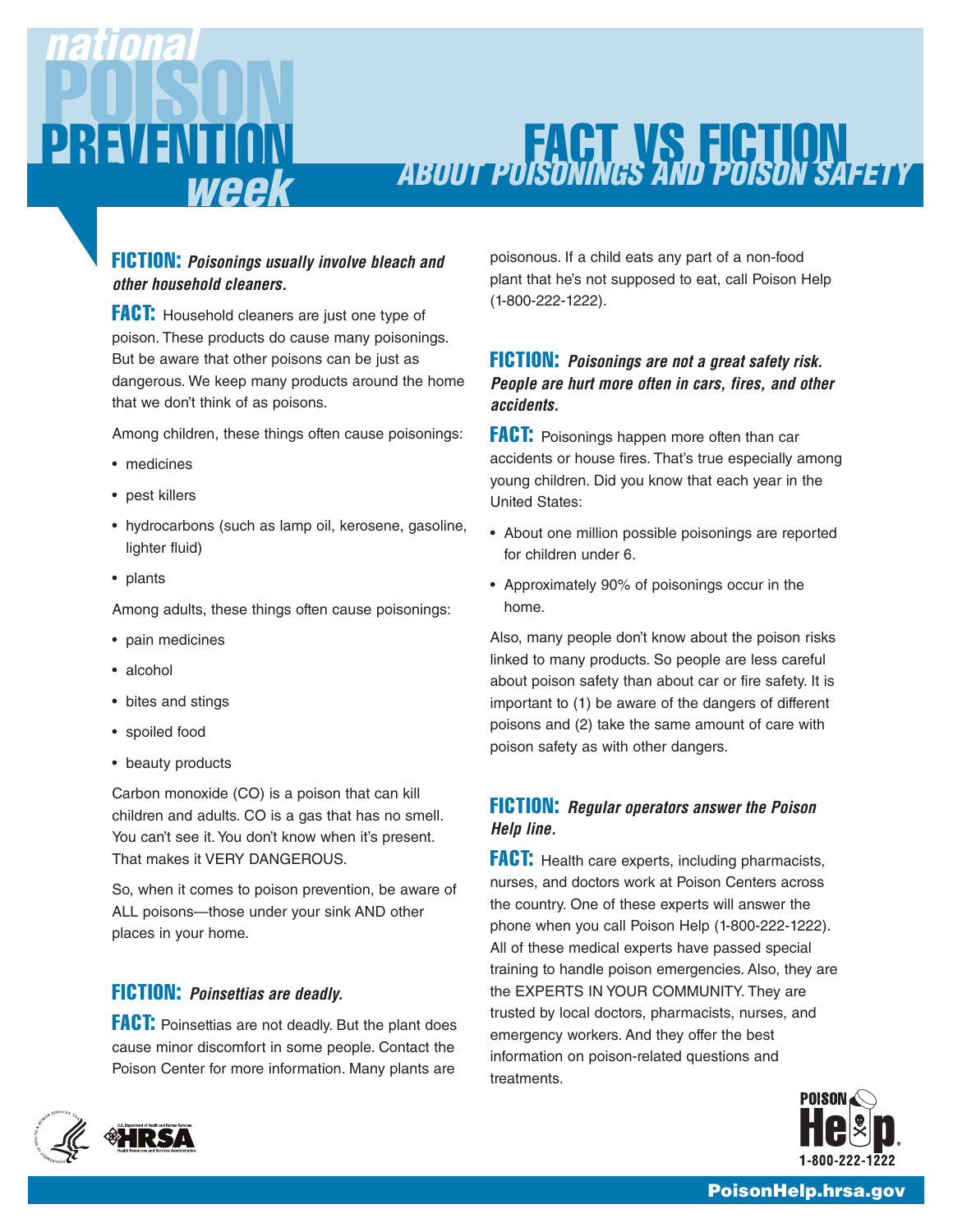# national POISON PREVENTION week

## FACT VS FICTION ABOUT POISONINGS AND POISON SAFETY

**FICTION:** ***Poisonings usually involve bleach and other household cleaners.***

**FACT:** Household cleaners are just one type of poison. These products do cause many poisonings. But be aware that other poisons can be just as dangerous. We keep many products around the home that we don't think of as poisons.

Among children, these things often cause poisonings:

- medicines
- pest killers
- hydrocarbons (such as lamp oil, kerosene, gasoline, lighter fluid)
- plants

Among adults, these things often cause poisonings:

- pain medicines
- alcohol
- bites and stings
- spoiled food
- beauty products

Carbon monoxide (CO) is a poison that can kill children and adults. CO is a gas that has no smell. You can't see it. You don't know when it's present. That makes it VERY DANGEROUS.

So, when it comes to poison prevention, be aware of ALL poisons—those under your sink AND other places in your home.

**FICTION:** ***Poinsettias are deadly.***

**FACT:** Poinsettias are not deadly. But the plant does cause minor discomfort in some people. Contact the Poison Center for more information. Many plants are poisonous. If a child eats any part of a non-food plant that he's not supposed to eat, call Poison Help (1-800-222-1222).

**FICTION:** ***Poisonings are not a great safety risk. People are hurt more often in cars, fires, and other accidents.***

**FACT:** Poisonings happen more often than car accidents or house fires. That's true especially among young children. Did you know that each year in the United States:

- About one million possible poisonings are reported for children under 6.
- Approximately 90% of poisonings occur in the home.

Also, many people don't know about the poison risks linked to many products. So people are less careful about poison safety than about car or fire safety. It is important to (1) be aware of the dangers of different poisons and (2) take the same amount of care with poison safety as with other dangers.

**FICTION:** ***Regular operators answer the Poison Help line.***

**FACT:** Health care experts, including pharmacists, nurses, and doctors work at Poison Centers across the country. One of these experts will answer the phone when you call Poison Help (1-800-222-1222). All of these medical experts have passed special training to handle poison emergencies. Also, they are the EXPERTS IN YOUR COMMUNITY. They are trusted by local doctors, pharmacists, nurses, and emergency workers. And they offer the best information on poison-related questions and treatments.

U.S. Department of Health and Human Services HRSA Health Resources and Services Administration

POISON Help 1-800-222-1222

PoisonHelp.hrsa.gov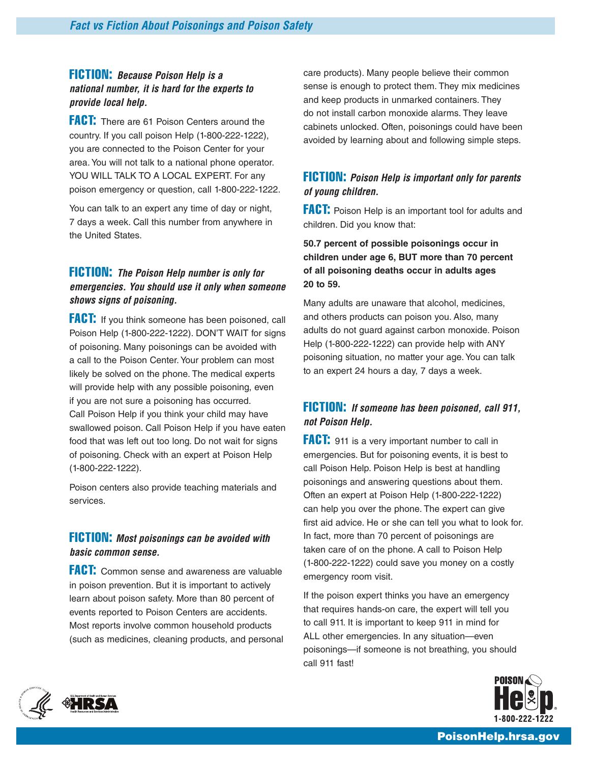## Fact vs Fiction About Poisonings and Poison Safety

**FICTION:** ***Because Poison Help is a national number, it is hard for the experts to provide local help.***

**FACT:** There are 61 Poison Centers around the country. If you call poison Help (1-800-222-1222), you are connected to the Poison Center for your area. You will not talk to a national phone operator. YOU WILL TALK TO A LOCAL EXPERT. For any poison emergency or question, call 1-800-222-1222.

You can talk to an expert any time of day or night, 7 days a week. Call this number from anywhere in the United States.

**FICTION:** ***The Poison Help number is only for emergencies. You should use it only when someone shows signs of poisoning.***

**FACT:** If you think someone has been poisoned, call Poison Help (1-800-222-1222). DON'T WAIT for signs of poisoning. Many poisonings can be avoided with a call to the Poison Center. Your problem can most likely be solved on the phone. The medical experts will provide help with any possible poisoning, even if you are not sure a poisoning has occurred. Call Poison Help if you think your child may have swallowed poison. Call Poison Help if you have eaten food that was left out too long. Do not wait for signs of poisoning. Check with an expert at Poison Help (1-800-222-1222).

Poison centers also provide teaching materials and services.

**FICTION:** ***Most poisonings can be avoided with basic common sense.***

**FACT:** Common sense and awareness are valuable in poison prevention. But it is important to actively learn about poison safety. More than 80 percent of events reported to Poison Centers are accidents. Most reports involve common household products (such as medicines, cleaning products, and personal care products). Many people believe their common sense is enough to protect them. They mix medicines and keep products in unmarked containers. They do not install carbon monoxide alarms. They leave cabinets unlocked. Often, poisonings could have been avoided by learning about and following simple steps.

**FICTION:** ***Poison Help is important only for parents of young children.***

**FACT:** Poison Help is an important tool for adults and children. Did you know that:

**50.7 percent of possible poisonings occur in children under age 6, BUT more than 70 percent of all poisoning deaths occur in adults ages 20 to 59.**

Many adults are unaware that alcohol, medicines, and others products can poison you. Also, many adults do not guard against carbon monoxide. Poison Help (1-800-222-1222) can provide help with ANY poisoning situation, no matter your age. You can talk to an expert 24 hours a day, 7 days a week.

**FICTION:** ***If someone has been poisoned, call 911, not Poison Help.***

**FACT:** 911 is a very important number to call in emergencies. But for poisoning events, it is best to call Poison Help. Poison Help is best at handling poisonings and answering questions about them. Often an expert at Poison Help (1-800-222-1222) can help you over the phone. The expert can give first aid advice. He or she can tell you what to look for. In fact, more than 70 percent of poisonings are taken care of on the phone. A call to Poison Help (1-800-222-1222) could save you money on a costly emergency room visit.

If the poison expert thinks you have an emergency that requires hands-on care, the expert will tell you to call 911. It is important to keep 911 in mind for ALL other emergencies. In any situation—even poisonings—if someone is not breathing, you should call 911 fast!

U.S. Department of Health and Human Services HRSA Health Resources and Services Administration

POISON Help 1-800-222-1222

PoisonHelp.hrsa.gov